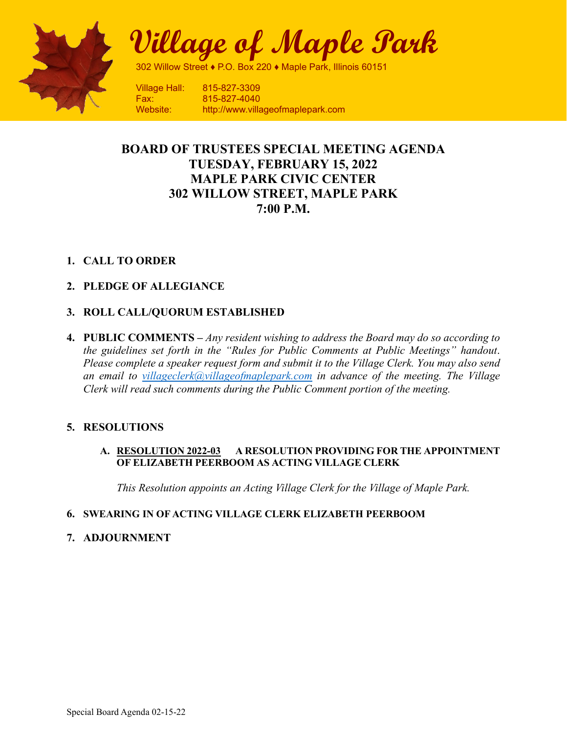# Village of Maple Park

302 Willow Street ♦ P.O. Box 220 ♦ Maple Park, Illinois 60151

Village Hall: 815-827-3309
Fax: 815-827-4040
Website: http://www.villageofmaplepark.com

## BOARD OF TRUSTEES SPECIAL MEETING AGENDA
## TUESDAY, FEBRUARY 15, 2022
## MAPLE PARK CIVIC CENTER
## 302 WILLOW STREET, MAPLE PARK
## 7:00 P.M.

1. **CALL TO ORDER**

2. **PLEDGE OF ALLEGIANCE**

3. **ROLL CALL/QUORUM ESTABLISHED**

4. **PUBLIC COMMENTS –** *Any resident wishing to address the Board may do so according to the guidelines set forth in the "Rules for Public Comments at Public Meetings" handout. Please complete a speaker request form and submit it to the Village Clerk. You may also send an email to villageclerk@villageofmaplepark.com in advance of the meeting. The Village Clerk will read such comments during the Public Comment portion of the meeting.*

5. **RESOLUTIONS**

   A. **RESOLUTION 2022-03 A RESOLUTION PROVIDING FOR THE APPOINTMENT OF ELIZABETH PEERBOOM AS ACTING VILLAGE CLERK**

      *This Resolution appoints an Acting Village Clerk for the Village of Maple Park.*

6. **SWEARING IN OF ACTING VILLAGE CLERK ELIZABETH PEERBOOM**

7. **ADJOURNMENT**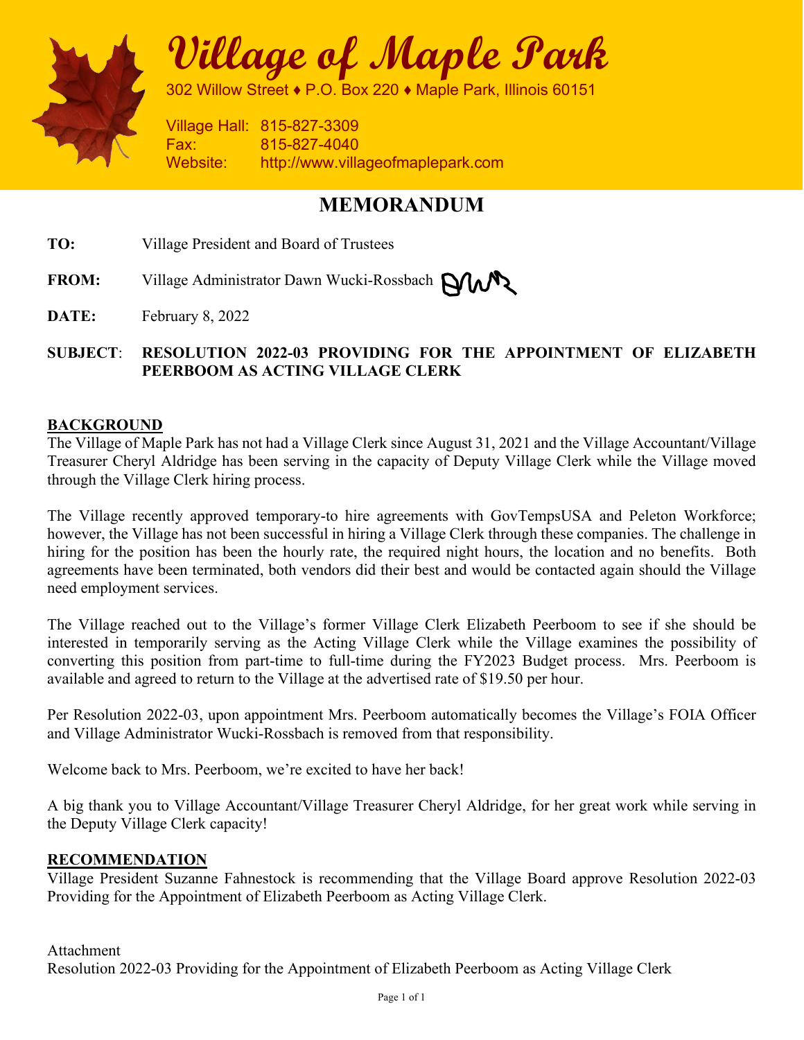# Village of Maple Park

302 Willow Street ♦ P.O. Box 220 ♦ Maple Park, Illinois 60151

Village Hall: 815-827-3309
Fax: 815-827-4040
Website: http://www.villageofmaplepark.com

## MEMORANDUM

**TO:** Village President and Board of Trustees

**FROM:** Village Administrator Dawn Wucki-Rossbach

**DATE:** February 8, 2022

**SUBJECT: RESOLUTION 2022-03 PROVIDING FOR THE APPOINTMENT OF ELIZABETH PEERBOOM AS ACTING VILLAGE CLERK**

**BACKGROUND**

The Village of Maple Park has not had a Village Clerk since August 31, 2021 and the Village Accountant/Village Treasurer Cheryl Aldridge has been serving in the capacity of Deputy Village Clerk while the Village moved through the Village Clerk hiring process.

The Village recently approved temporary-to hire agreements with GovTempsUSA and Peleton Workforce; however, the Village has not been successful in hiring a Village Clerk through these companies. The challenge in hiring for the position has been the hourly rate, the required night hours, the location and no benefits. Both agreements have been terminated, both vendors did their best and would be contacted again should the Village need employment services.

The Village reached out to the Village's former Village Clerk Elizabeth Peerboom to see if she should be interested in temporarily serving as the Acting Village Clerk while the Village examines the possibility of converting this position from part-time to full-time during the FY2023 Budget process. Mrs. Peerboom is available and agreed to return to the Village at the advertised rate of $19.50 per hour.

Per Resolution 2022-03, upon appointment Mrs. Peerboom automatically becomes the Village's FOIA Officer and Village Administrator Wucki-Rossbach is removed from that responsibility.

Welcome back to Mrs. Peerboom, we're excited to have her back!

A big thank you to Village Accountant/Village Treasurer Cheryl Aldridge, for her great work while serving in the Deputy Village Clerk capacity!

**RECOMMENDATION**

Village President Suzanne Fahnestock is recommending that the Village Board approve Resolution 2022-03 Providing for the Appointment of Elizabeth Peerboom as Acting Village Clerk.

Attachment
Resolution 2022-03 Providing for the Appointment of Elizabeth Peerboom as Acting Village Clerk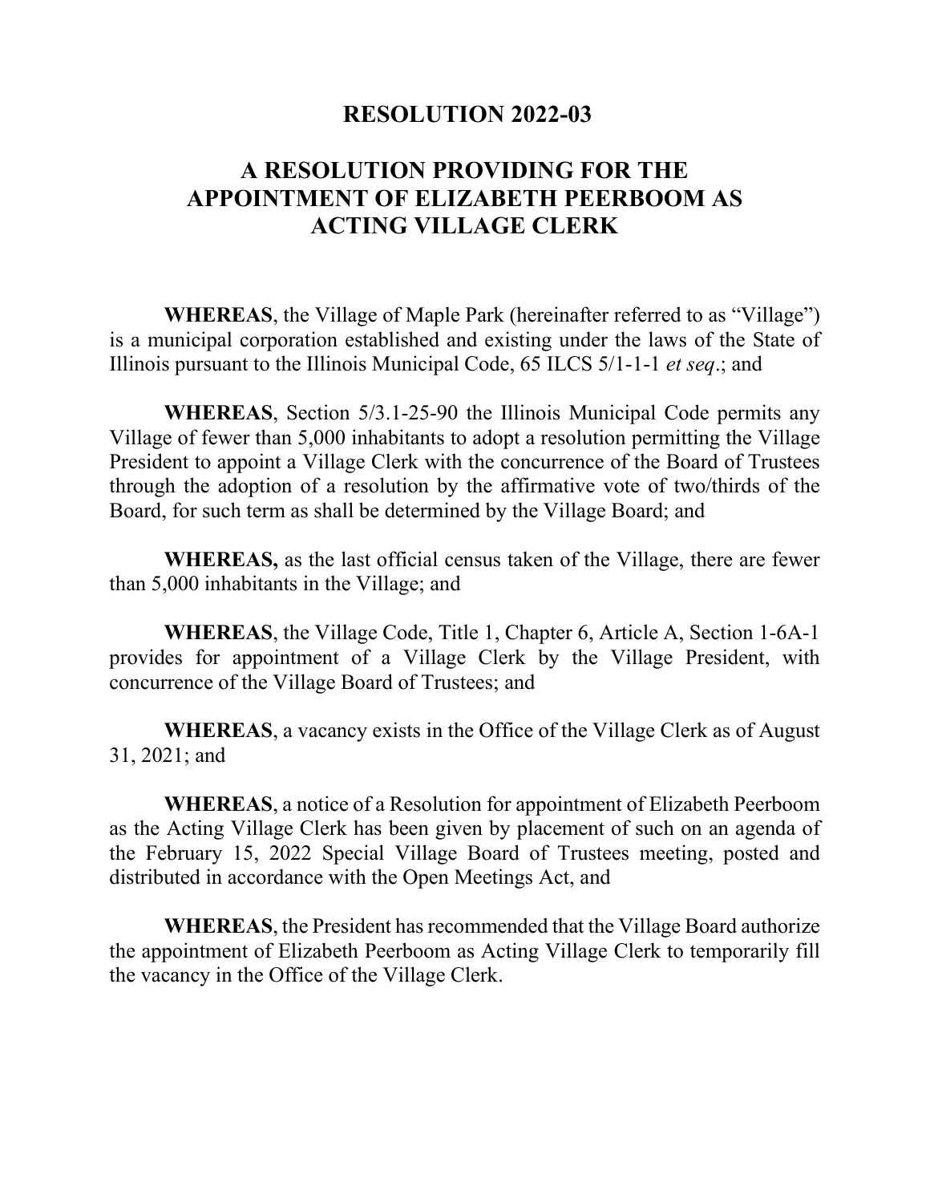# RESOLUTION 2022-03

## A RESOLUTION PROVIDING FOR THE APPOINTMENT OF ELIZABETH PEERBOOM AS ACTING VILLAGE CLERK

**WHEREAS**, the Village of Maple Park (hereinafter referred to as "Village") is a municipal corporation established and existing under the laws of the State of Illinois pursuant to the Illinois Municipal Code, 65 ILCS 5/1-1-1 *et seq*.; and

**WHEREAS**, Section 5/3.1-25-90 the Illinois Municipal Code permits any Village of fewer than 5,000 inhabitants to adopt a resolution permitting the Village President to appoint a Village Clerk with the concurrence of the Board of Trustees through the adoption of a resolution by the affirmative vote of two/thirds of the Board, for such term as shall be determined by the Village Board; and

**WHEREAS,** as the last official census taken of the Village, there are fewer than 5,000 inhabitants in the Village; and

**WHEREAS**, the Village Code, Title 1, Chapter 6, Article A, Section 1-6A-1 provides for appointment of a Village Clerk by the Village President, with concurrence of the Village Board of Trustees; and

**WHEREAS**, a vacancy exists in the Office of the Village Clerk as of August 31, 2021; and

**WHEREAS**, a notice of a Resolution for appointment of Elizabeth Peerboom as the Acting Village Clerk has been given by placement of such on an agenda of the February 15, 2022 Special Village Board of Trustees meeting, posted and distributed in accordance with the Open Meetings Act, and

**WHEREAS**, the President has recommended that the Village Board authorize the appointment of Elizabeth Peerboom as Acting Village Clerk to temporarily fill the vacancy in the Office of the Village Clerk.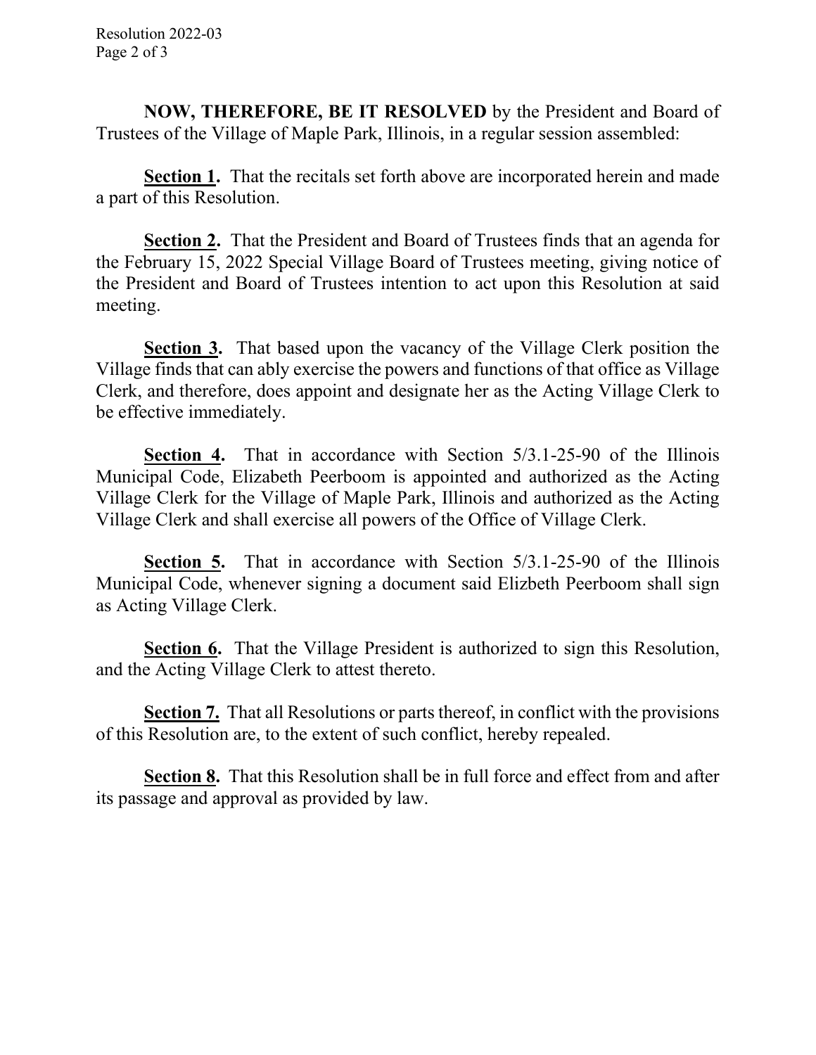**NOW, THEREFORE, BE IT RESOLVED** by the President and Board of Trustees of the Village of Maple Park, Illinois, in a regular session assembled:

**Section 1.** That the recitals set forth above are incorporated herein and made a part of this Resolution.

**Section 2.** That the President and Board of Trustees finds that an agenda for the February 15, 2022 Special Village Board of Trustees meeting, giving notice of the President and Board of Trustees intention to act upon this Resolution at said meeting.

**Section 3.** That based upon the vacancy of the Village Clerk position the Village finds that can ably exercise the powers and functions of that office as Village Clerk, and therefore, does appoint and designate her as the Acting Village Clerk to be effective immediately.

**Section 4.** That in accordance with Section 5/3.1-25-90 of the Illinois Municipal Code, Elizabeth Peerboom is appointed and authorized as the Acting Village Clerk for the Village of Maple Park, Illinois and authorized as the Acting Village Clerk and shall exercise all powers of the Office of Village Clerk.

**Section 5.** That in accordance with Section 5/3.1-25-90 of the Illinois Municipal Code, whenever signing a document said Elizbeth Peerboom shall sign as Acting Village Clerk.

**Section 6.** That the Village President is authorized to sign this Resolution, and the Acting Village Clerk to attest thereto.

**Section 7.** That all Resolutions or parts thereof, in conflict with the provisions of this Resolution are, to the extent of such conflict, hereby repealed.

**Section 8.** That this Resolution shall be in full force and effect from and after its passage and approval as provided by law.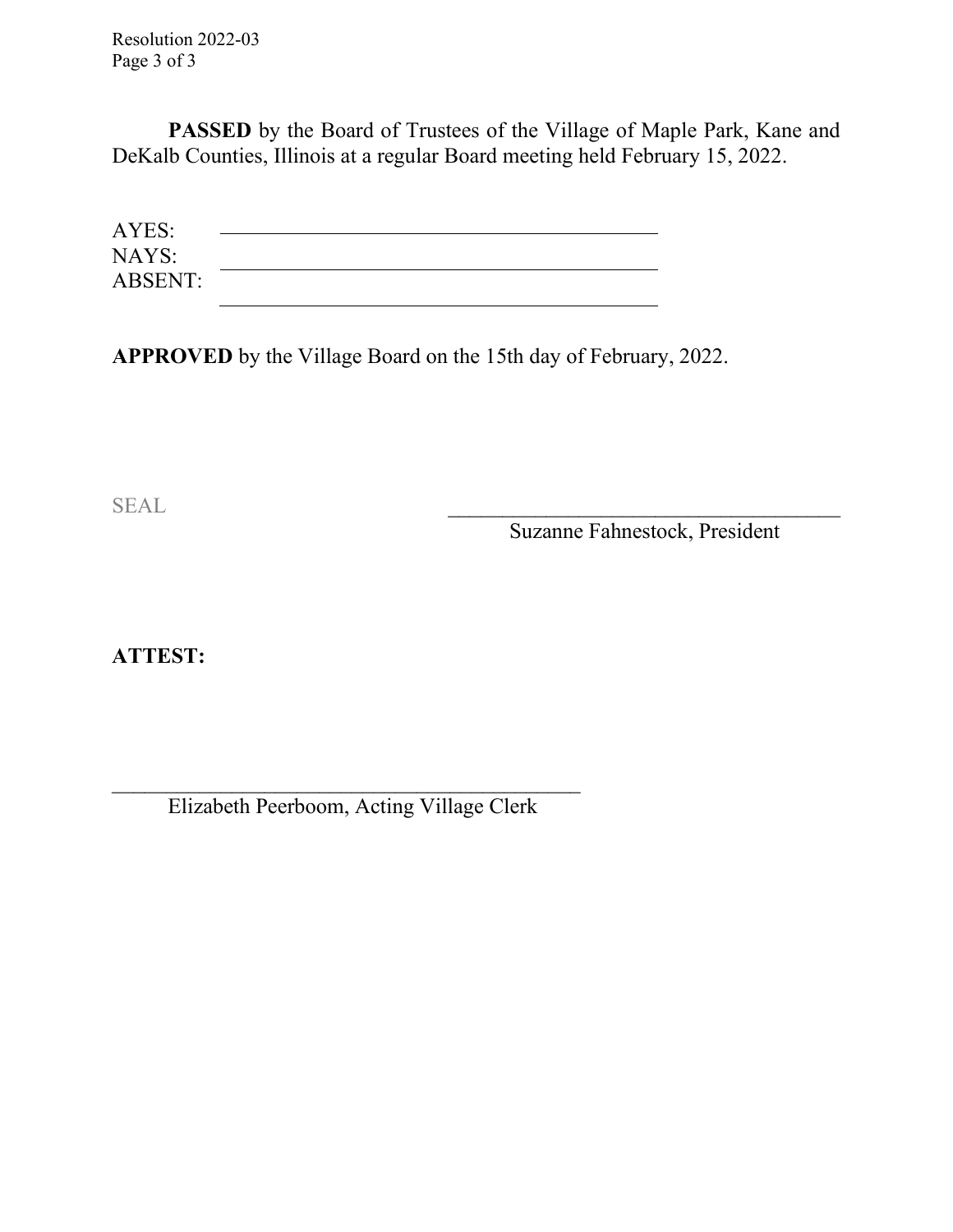**PASSED** by the Board of Trustees of the Village of Maple Park, Kane and DeKalb Counties, Illinois at a regular Board meeting held February 15, 2022.

AYES: ______________________________________
NAYS: ______________________________________
ABSENT: ______________________________________

**APPROVED** by the Village Board on the 15th day of February, 2022.

SEAL

______________________________________
Suzanne Fahnestock, President

**ATTEST:**

______________________________________
Elizabeth Peerboom, Acting Village Clerk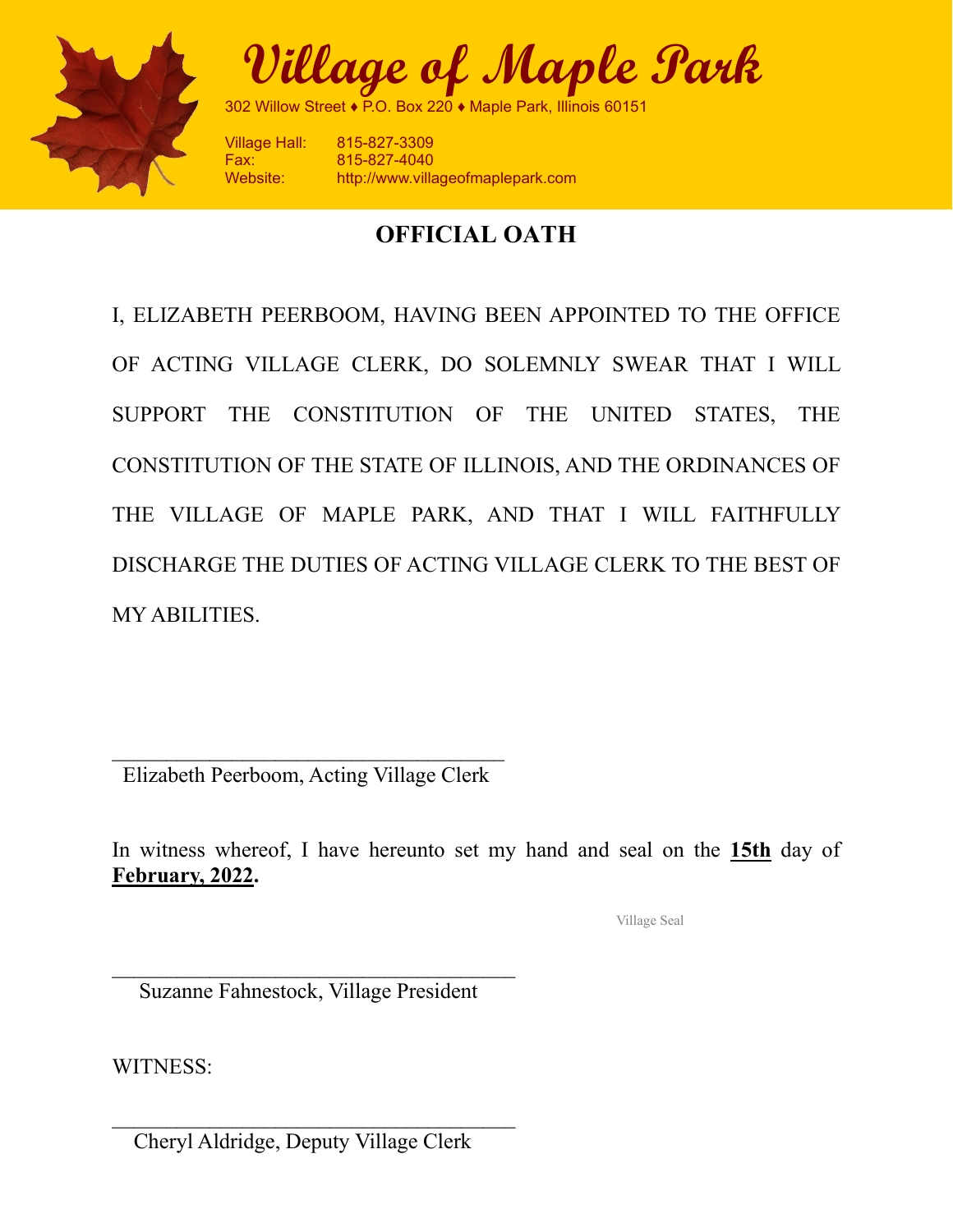# Village of Maple Park

302 Willow Street ♦ P.O. Box 220 ♦ Maple Park, Illinois 60151

Village Hall: 815-827-3309
Fax: 815-827-4040
Website: http://www.villageofmaplepark.com

## OFFICIAL OATH

I, ELIZABETH PEERBOOM, HAVING BEEN APPOINTED TO THE OFFICE OF ACTING VILLAGE CLERK, DO SOLEMNLY SWEAR THAT I WILL SUPPORT THE CONSTITUTION OF THE UNITED STATES, THE CONSTITUTION OF THE STATE OF ILLINOIS, AND THE ORDINANCES OF THE VILLAGE OF MAPLE PARK, AND THAT I WILL FAITHFULLY DISCHARGE THE DUTIES OF ACTING VILLAGE CLERK TO THE BEST OF MY ABILITIES.

______________________________________
Elizabeth Peerboom, Acting Village Clerk

In witness whereof, I have hereunto set my hand and seal on the **15th** day of **February, 2022.**

Village Seal

______________________________________
Suzanne Fahnestock, Village President

WITNESS:

______________________________________
Cheryl Aldridge, Deputy Village Clerk